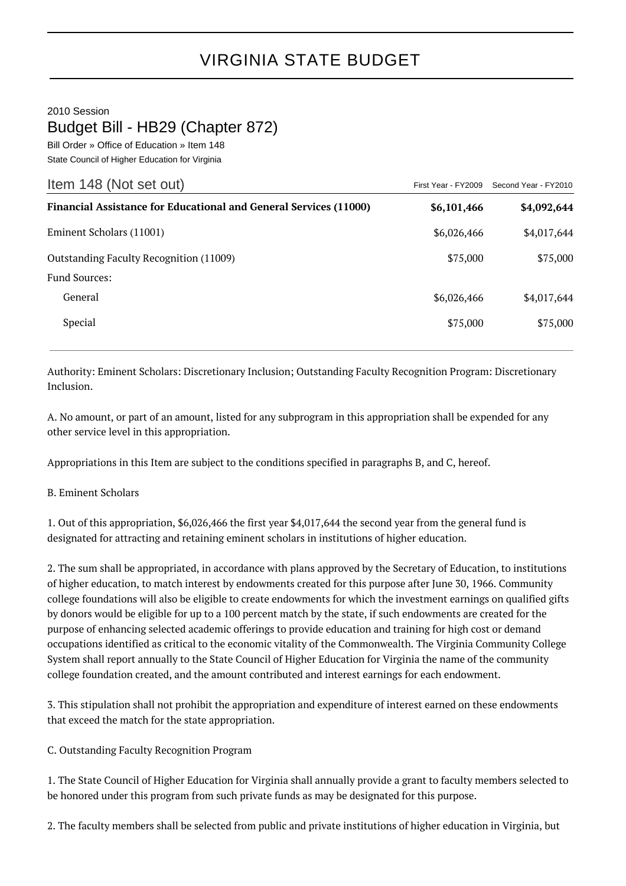# VIRGINIA STATE BUDGET

2010 Session

## Budget Bill - HB29 (Chapter 872)

Bill Order » Office of Education » Item 148

State Council of Higher Education for Virginia

| Item 148 (Not set out) | First Year - FY2009 | Second Year - FY2010 |
|---|---|---|
| **Financial Assistance for Educational and General Services (11000)** | **$6,101,466** | **$4,092,644** |
| Eminent Scholars (11001) | $6,026,466 | $4,017,644 |
| Outstanding Faculty Recognition (11009) | $75,000 | $75,000 |
| Fund Sources: | | |
| General | $6,026,466 | $4,017,644 |
| Special | $75,000 | $75,000 |

Authority: Eminent Scholars: Discretionary Inclusion; Outstanding Faculty Recognition Program: Discretionary Inclusion.

A. No amount, or part of an amount, listed for any subprogram in this appropriation shall be expended for any other service level in this appropriation.

Appropriations in this Item are subject to the conditions specified in paragraphs B, and C, hereof.

B. Eminent Scholars

1. Out of this appropriation, $6,026,466 the first year $4,017,644 the second year from the general fund is designated for attracting and retaining eminent scholars in institutions of higher education.

2. The sum shall be appropriated, in accordance with plans approved by the Secretary of Education, to institutions of higher education, to match interest by endowments created for this purpose after June 30, 1966. Community college foundations will also be eligible to create endowments for which the investment earnings on qualified gifts by donors would be eligible for up to a 100 percent match by the state, if such endowments are created for the purpose of enhancing selected academic offerings to provide education and training for high cost or demand occupations identified as critical to the economic vitality of the Commonwealth. The Virginia Community College System shall report annually to the State Council of Higher Education for Virginia the name of the community college foundation created, and the amount contributed and interest earnings for each endowment.

3. This stipulation shall not prohibit the appropriation and expenditure of interest earned on these endowments that exceed the match for the state appropriation.

C. Outstanding Faculty Recognition Program

1. The State Council of Higher Education for Virginia shall annually provide a grant to faculty members selected to be honored under this program from such private funds as may be designated for this purpose.

2. The faculty members shall be selected from public and private institutions of higher education in Virginia, but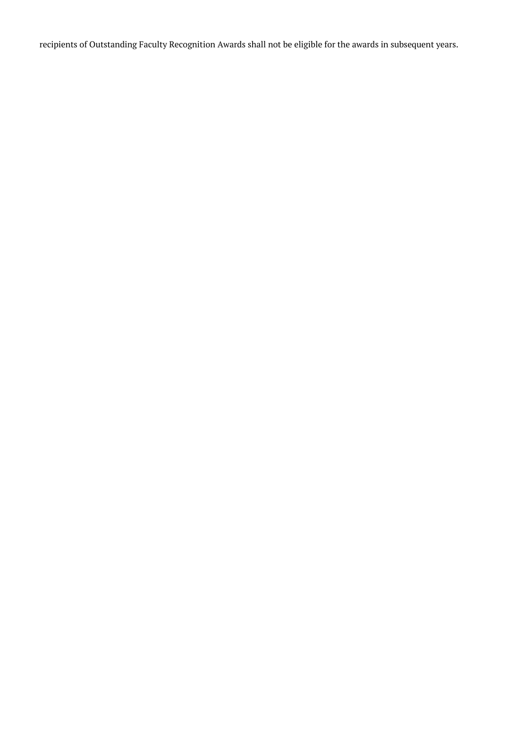recipients of Outstanding Faculty Recognition Awards shall not be eligible for the awards in subsequent years.